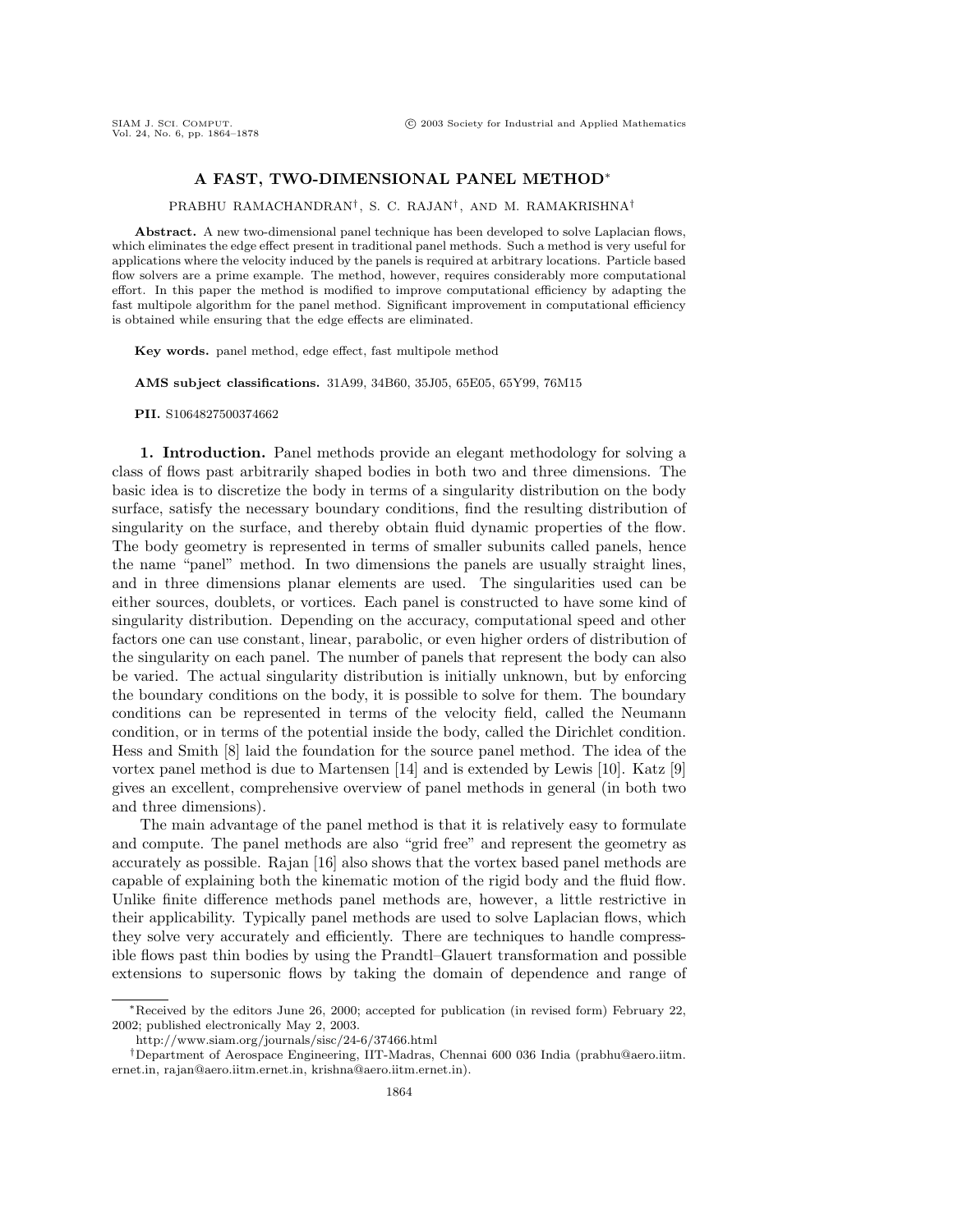# A FAST, TWO-DIMENSIONAL PANEL METHOD*

PRABHU RAMACHANDRAN†, S. C. RAJAN†, AND M. RAMAKRISHNA†

**Abstract.** A new two-dimensional panel technique has been developed to solve Laplacian flows, which eliminates the edge effect present in traditional panel methods. Such a method is very useful for applications where the velocity induced by the panels is required at arbitrary locations. Particle based flow solvers are a prime example. The method, however, requires considerably more computational effort. In this paper the method is modified to improve computational efficiency by adapting the fast multipole algorithm for the panel method. Significant improvement in computational efficiency is obtained while ensuring that the edge effects are eliminated.

**Key words.** panel method, edge effect, fast multipole method

**AMS subject classifications.** 31A99, 34B60, 35J05, 65E05, 65Y99, 76M15

**PII.** S1064827500374662

## 1. Introduction.

Panel methods provide an elegant methodology for solving a class of flows past arbitrarily shaped bodies in both two and three dimensions. The basic idea is to discretize the body in terms of a singularity distribution on the body surface, satisfy the necessary boundary conditions, find the resulting distribution of singularity on the surface, and thereby obtain fluid dynamic properties of the flow. The body geometry is represented in terms of smaller subunits called panels, hence the name "panel" method. In two dimensions the panels are usually straight lines, and in three dimensions planar elements are used. The singularities used can be either sources, doublets, or vortices. Each panel is constructed to have some kind of singularity distribution. Depending on the accuracy, computational speed and other factors one can use constant, linear, parabolic, or even higher orders of distribution of the singularity on each panel. The number of panels that represent the body can also be varied. The actual singularity distribution is initially unknown, but by enforcing the boundary conditions on the body, it is possible to solve for them. The boundary conditions can be represented in terms of the velocity field, called the Neumann condition, or in terms of the potential inside the body, called the Dirichlet condition. Hess and Smith [8] laid the foundation for the source panel method. The idea of the vortex panel method is due to Martensen [14] and is extended by Lewis [10]. Katz [9] gives an excellent, comprehensive overview of panel methods in general (in both two and three dimensions).

The main advantage of the panel method is that it is relatively easy to formulate and compute. The panel methods are also "grid free" and represent the geometry as accurately as possible. Rajan [16] also shows that the vortex based panel methods are capable of explaining both the kinematic motion of the rigid body and the fluid flow. Unlike finite difference methods panel methods are, however, a little restrictive in their applicability. Typically panel methods are used to solve Laplacian flows, which they solve very accurately and efficiently. There are techniques to handle compressible flows past thin bodies by using the Prandtl–Glauert transformation and possible extensions to supersonic flows by taking the domain of dependence and range of

---

*Received by the editors June 26, 2000; accepted for publication (in revised form) February 22, 2002; published electronically May 2, 2003.

http://www.siam.org/journals/sisc/24-6/37466.html

†Department of Aerospace Engineering, IIT-Madras, Chennai 600 036 India (prabhu@aero.iitm.ernet.in, rajan@aero.iitm.ernet.in, krishna@aero.iitm.ernet.in).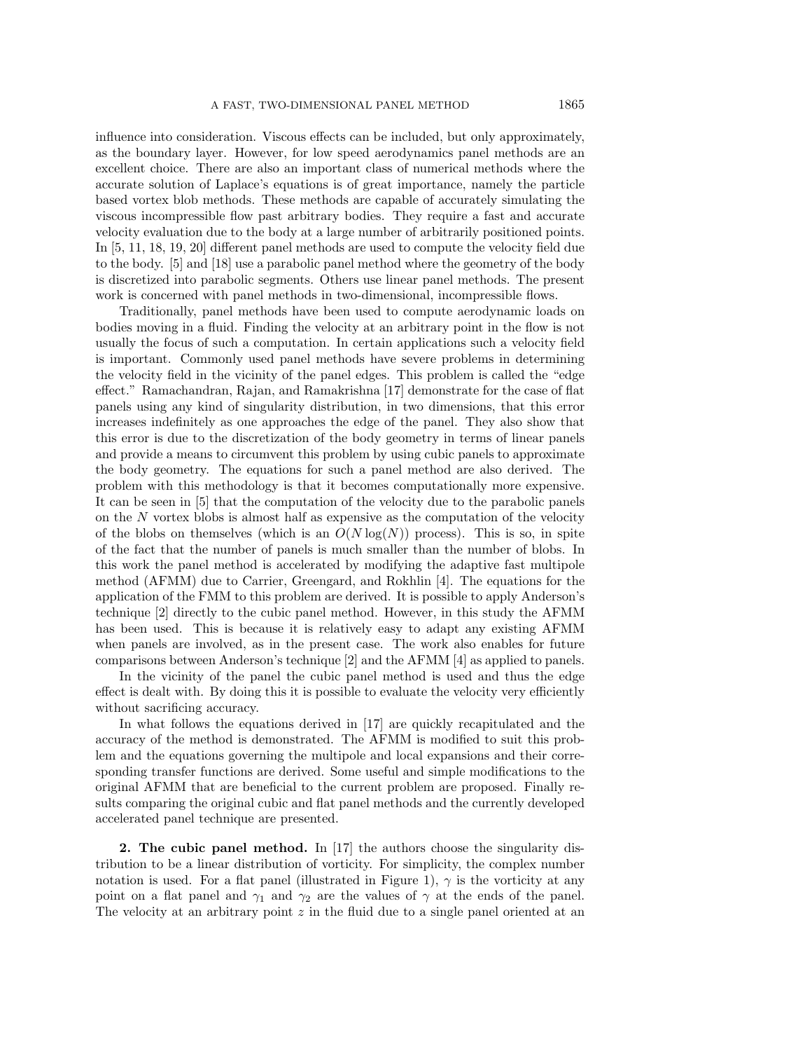influence into consideration. Viscous effects can be included, but only approximately, as the boundary layer. However, for low speed aerodynamics panel methods are an excellent choice. There are also an important class of numerical methods where the accurate solution of Laplace's equations is of great importance, namely the particle based vortex blob methods. These methods are capable of accurately simulating the viscous incompressible flow past arbitrary bodies. They require a fast and accurate velocity evaluation due to the body at a large number of arbitrarily positioned points. In [5, 11, 18, 19, 20] different panel methods are used to compute the velocity field due to the body. [5] and [18] use a parabolic panel method where the geometry of the body is discretized into parabolic segments. Others use linear panel methods. The present work is concerned with panel methods in two-dimensional, incompressible flows.

Traditionally, panel methods have been used to compute aerodynamic loads on bodies moving in a fluid. Finding the velocity at an arbitrary point in the flow is not usually the focus of such a computation. In certain applications such a velocity field is important. Commonly used panel methods have severe problems in determining the velocity field in the vicinity of the panel edges. This problem is called the "edge effect." Ramachandran, Rajan, and Ramakrishna [17] demonstrate for the case of flat panels using any kind of singularity distribution, in two dimensions, that this error increases indefinitely as one approaches the edge of the panel. They also show that this error is due to the discretization of the body geometry in terms of linear panels and provide a means to circumvent this problem by using cubic panels to approximate the body geometry. The equations for such a panel method are also derived. The problem with this methodology is that it becomes computationally more expensive. It can be seen in [5] that the computation of the velocity due to the parabolic panels on the $N$ vortex blobs is almost half as expensive as the computation of the velocity of the blobs on themselves (which is an $O(N \log(N))$ process). This is so, in spite of the fact that the number of panels is much smaller than the number of blobs. In this work the panel method is accelerated by modifying the adaptive fast multipole method (AFMM) due to Carrier, Greengard, and Rokhlin [4]. The equations for the application of the FMM to this problem are derived. It is possible to apply Anderson's technique [2] directly to the cubic panel method. However, in this study the AFMM has been used. This is because it is relatively easy to adapt any existing AFMM when panels are involved, as in the present case. The work also enables for future comparisons between Anderson's technique [2] and the AFMM [4] as applied to panels.

In the vicinity of the panel the cubic panel method is used and thus the edge effect is dealt with. By doing this it is possible to evaluate the velocity very efficiently without sacrificing accuracy.

In what follows the equations derived in [17] are quickly recapitulated and the accuracy of the method is demonstrated. The AFMM is modified to suit this problem and the equations governing the multipole and local expansions and their corresponding transfer functions are derived. Some useful and simple modifications to the original AFMM that are beneficial to the current problem are proposed. Finally results comparing the original cubic and flat panel methods and the currently developed accelerated panel technique are presented.

## 2. The cubic panel method.

In [17] the authors choose the singularity distribution to be a linear distribution of vorticity. For simplicity, the complex number notation is used. For a flat panel (illustrated in Figure 1), $\gamma$ is the vorticity at any point on a flat panel and $\gamma_1$ and $\gamma_2$ are the values of $\gamma$ at the ends of the panel. The velocity at an arbitrary point $z$ in the fluid due to a single panel oriented at an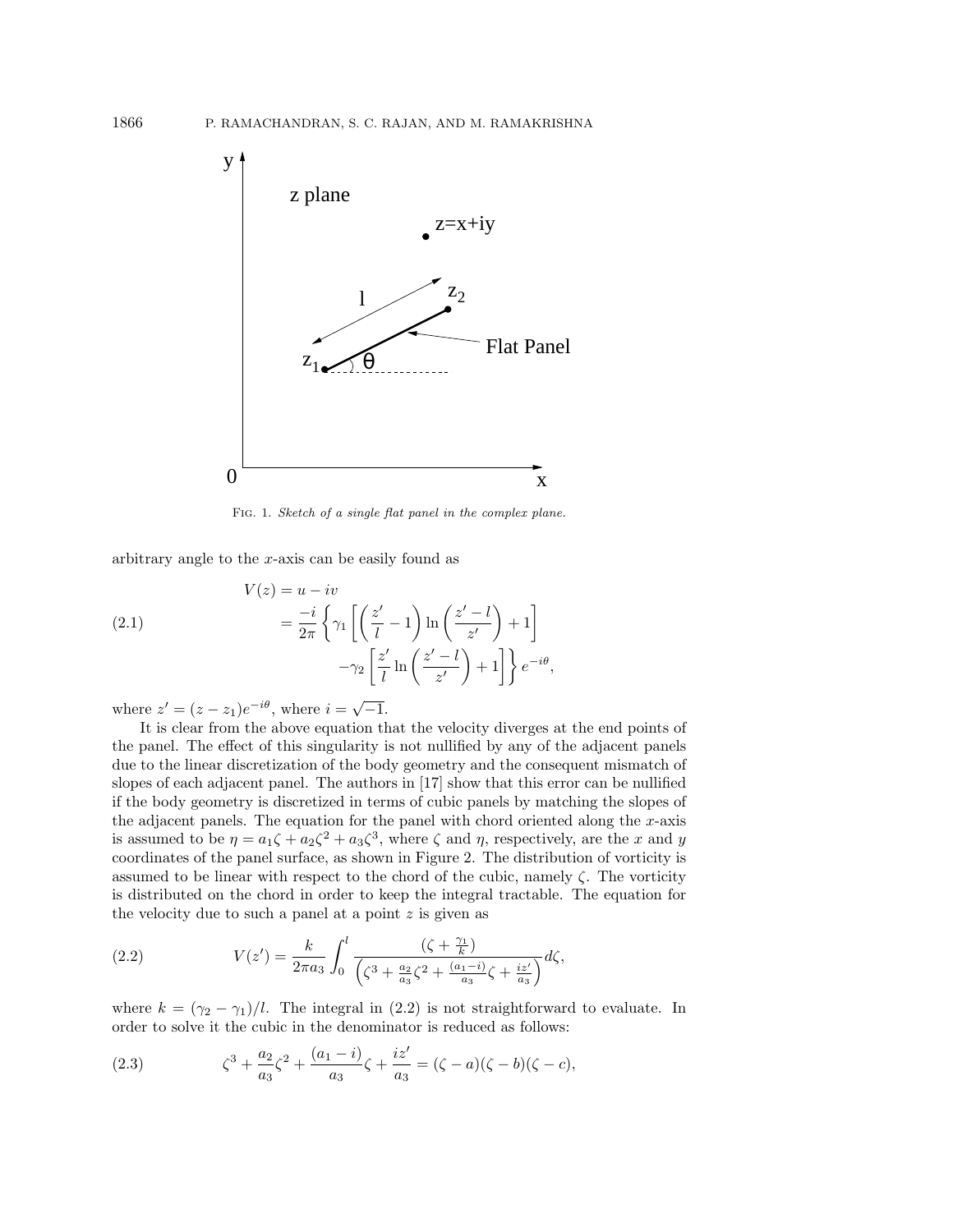Fig. 1. *Sketch of a single flat panel in the complex plane.*

arbitrary angle to the $x$-axis can be easily found as

$$
\begin{aligned}
V(z) &= u - iv \\
&= \frac{-i}{2\pi}\left\{\gamma_1\left[\left(\frac{z'}{l}-1\right)\ln\left(\frac{z'-l}{z'}\right)+1\right]\right. \\
&\qquad \left. -\gamma_2\left[\frac{z'}{l}\ln\left(\frac{z'-l}{z'}\right)+1\right]\right\}e^{-i\theta},
\end{aligned}
\tag{2.1}
$$

where $z' = (z - z_1)e^{-i\theta}$, where $i = \sqrt{-1}$.

It is clear from the above equation that the velocity diverges at the end points of the panel. The effect of this singularity is not nullified by any of the adjacent panels due to the linear discretization of the body geometry and the consequent mismatch of slopes of each adjacent panel. The authors in [17] show that this error can be nullified if the body geometry is discretized in terms of cubic panels by matching the slopes of the adjacent panels. The equation for the panel with chord oriented along the $x$-axis is assumed to be $\eta = a_1\zeta + a_2\zeta^2 + a_3\zeta^3$, where $\zeta$ and $\eta$, respectively, are the $x$ and $y$ coordinates of the panel surface, as shown in Figure 2. The distribution of vorticity is assumed to be linear with respect to the chord of the cubic, namely $\zeta$. The vorticity is distributed on the chord in order to keep the integral tractable. The equation for the velocity due to such a panel at a point $z$ is given as

$$
V(z') = \frac{k}{2\pi a_3}\int_0^l \frac{(\zeta + \frac{\gamma_1}{k})}{\left(\zeta^3 + \frac{a_2}{a_3}\zeta^2 + \frac{(a_1-i)}{a_3}\zeta + \frac{iz'}{a_3}\right)}d\zeta,
\tag{2.2}
$$

where $k = (\gamma_2 - \gamma_1)/l$. The integral in (2.2) is not straightforward to evaluate. In order to solve it the cubic in the denominator is reduced as follows:

$$
\zeta^3 + \frac{a_2}{a_3}\zeta^2 + \frac{(a_1-i)}{a_3}\zeta + \frac{iz'}{a_3} = (\zeta - a)(\zeta - b)(\zeta - c),
\tag{2.3}
$$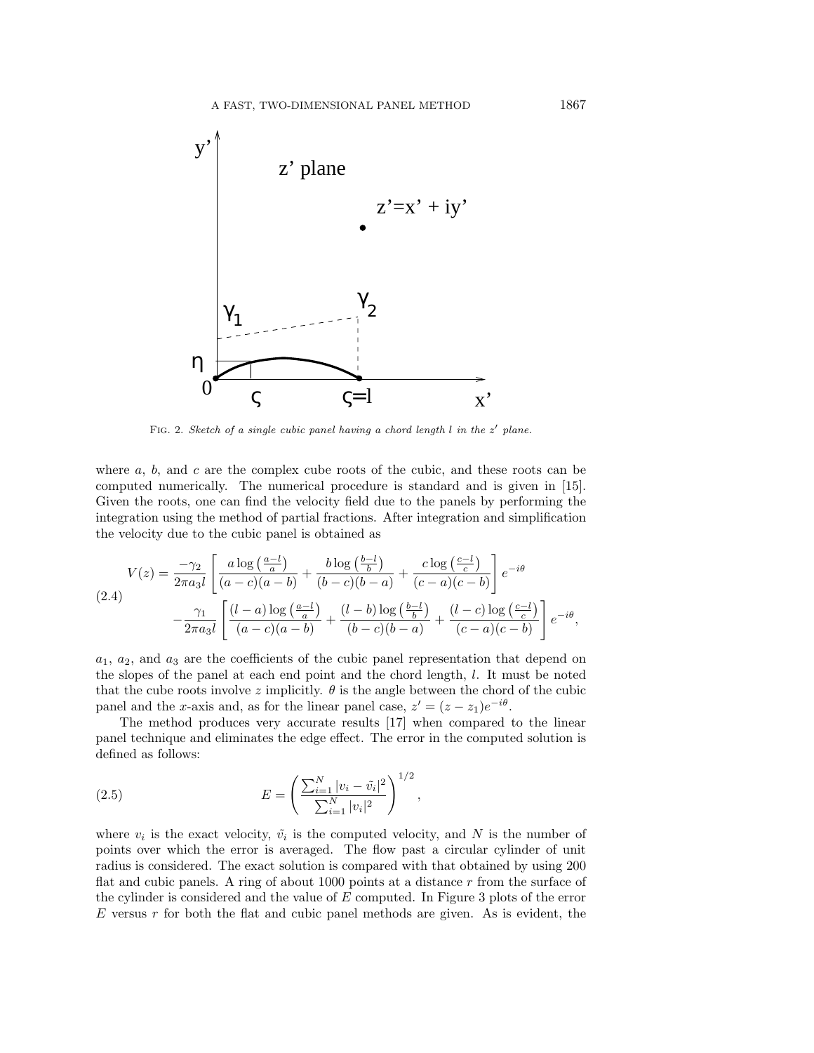FIG. 2. *Sketch of a single cubic panel having a chord length $l$ in the $z'$ plane.*

where $a$, $b$, and $c$ are the complex cube roots of the cubic, and these roots can be computed numerically. The numerical procedure is standard and is given in [15]. Given the roots, one can find the velocity field due to the panels by performing the integration using the method of partial fractions. After integration and simplification the velocity due to the cubic panel is obtained as

$$
\begin{aligned}
V(z) = \frac{-\gamma_2}{2\pi a_3 l} &\left[ \frac{a \log\left(\frac{a-l}{a}\right)}{(a-c)(a-b)} + \frac{b \log\left(\frac{b-l}{b}\right)}{(b-c)(b-a)} + \frac{c \log\left(\frac{c-l}{c}\right)}{(c-a)(c-b)} \right] e^{-i\theta} \\
&- \frac{\gamma_1}{2\pi a_3 l} \left[ \frac{(l-a) \log\left(\frac{a-l}{a}\right)}{(a-c)(a-b)} + \frac{(l-b) \log\left(\frac{b-l}{b}\right)}{(b-c)(b-a)} + \frac{(l-c) \log\left(\frac{c-l}{c}\right)}{(c-a)(c-b)} \right] e^{-i\theta},
\end{aligned}
\tag{2.4}
$$

$a_1$, $a_2$, and $a_3$ are the coefficients of the cubic panel representation that depend on the slopes of the panel at each end point and the chord length, $l$. It must be noted that the cube roots involve $z$ implicitly. $\theta$ is the angle between the chord of the cubic panel and the $x$-axis and, as for the linear panel case, $z' = (z - z_1)e^{-i\theta}$.

The method produces very accurate results [17] when compared to the linear panel technique and eliminates the edge effect. The error in the computed solution is defined as follows:

$$
E = \left( \frac{\sum_{i=1}^{N} |v_i - \tilde{v_i}|^2}{\sum_{i=1}^{N} |v_i|^2} \right)^{1/2}, \tag{2.5}
$$

where $v_i$ is the exact velocity, $\tilde{v_i}$ is the computed velocity, and $N$ is the number of points over which the error is averaged. The flow past a circular cylinder of unit radius is considered. The exact solution is compared with that obtained by using 200 flat and cubic panels. A ring of about 1000 points at a distance $r$ from the surface of the cylinder is considered and the value of $E$ computed. In Figure 3 plots of the error $E$ versus $r$ for both the flat and cubic panel methods are given. As is evident, the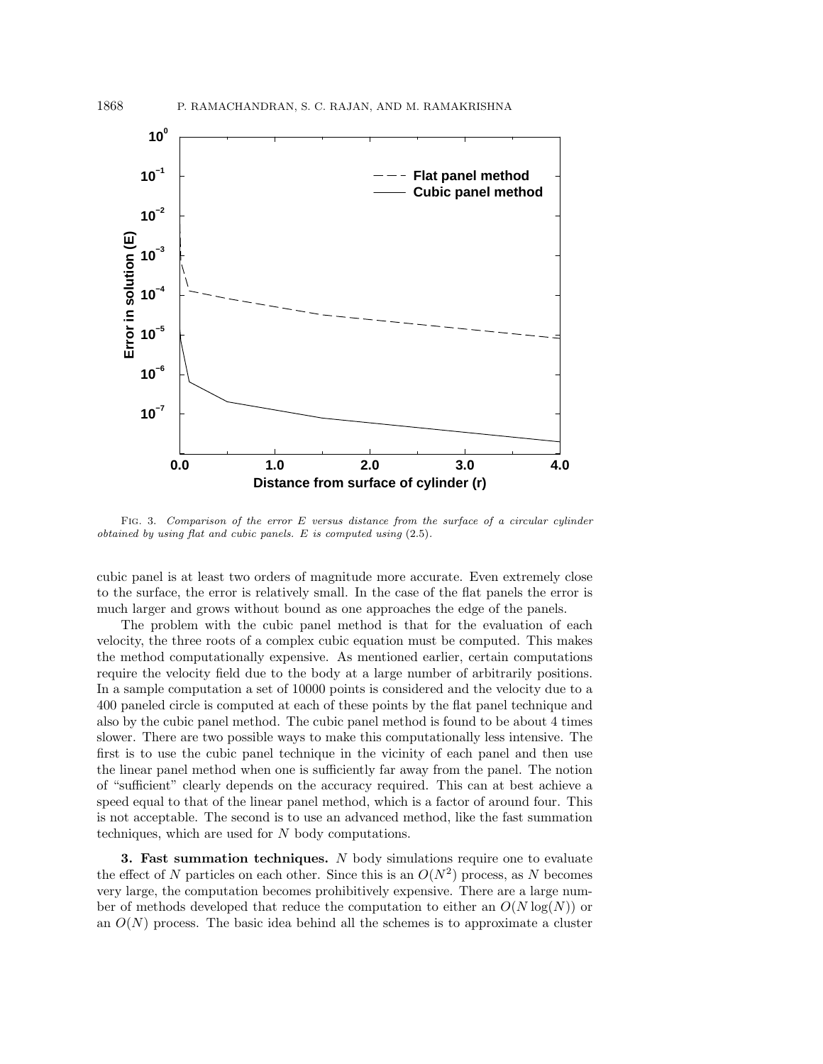Fig. 3. *Comparison of the error $E$ versus distance from the surface of a circular cylinder obtained by using flat and cubic panels. $E$ is computed using* (2.5).

cubic panel is at least two orders of magnitude more accurate. Even extremely close to the surface, the error is relatively small. In the case of the flat panels the error is much larger and grows without bound as one approaches the edge of the panels.

The problem with the cubic panel method is that for the evaluation of each velocity, the three roots of a complex cubic equation must be computed. This makes the method computationally expensive. As mentioned earlier, certain computations require the velocity field due to the body at a large number of arbitrarily positions. In a sample computation a set of 10000 points is considered and the velocity due to a 400 paneled circle is computed at each of these points by the flat panel technique and also by the cubic panel method. The cubic panel method is found to be about 4 times slower. There are two possible ways to make this computationally less intensive. The first is to use the cubic panel technique in the vicinity of each panel and then use the linear panel method when one is sufficiently far away from the panel. The notion of "sufficient" clearly depends on the accuracy required. This can at best achieve a speed equal to that of the linear panel method, which is a factor of around four. This is not acceptable. The second is to use an advanced method, like the fast summation techniques, which are used for $N$ body computations.

## 3. Fast summation techniques.

$N$ body simulations require one to evaluate the effect of $N$ particles on each other. Since this is an $O(N^2)$ process, as $N$ becomes very large, the computation becomes prohibitively expensive. There are a large number of methods developed that reduce the computation to either an $O(N \log(N))$ or an $O(N)$ process. The basic idea behind all the schemes is to approximate a cluster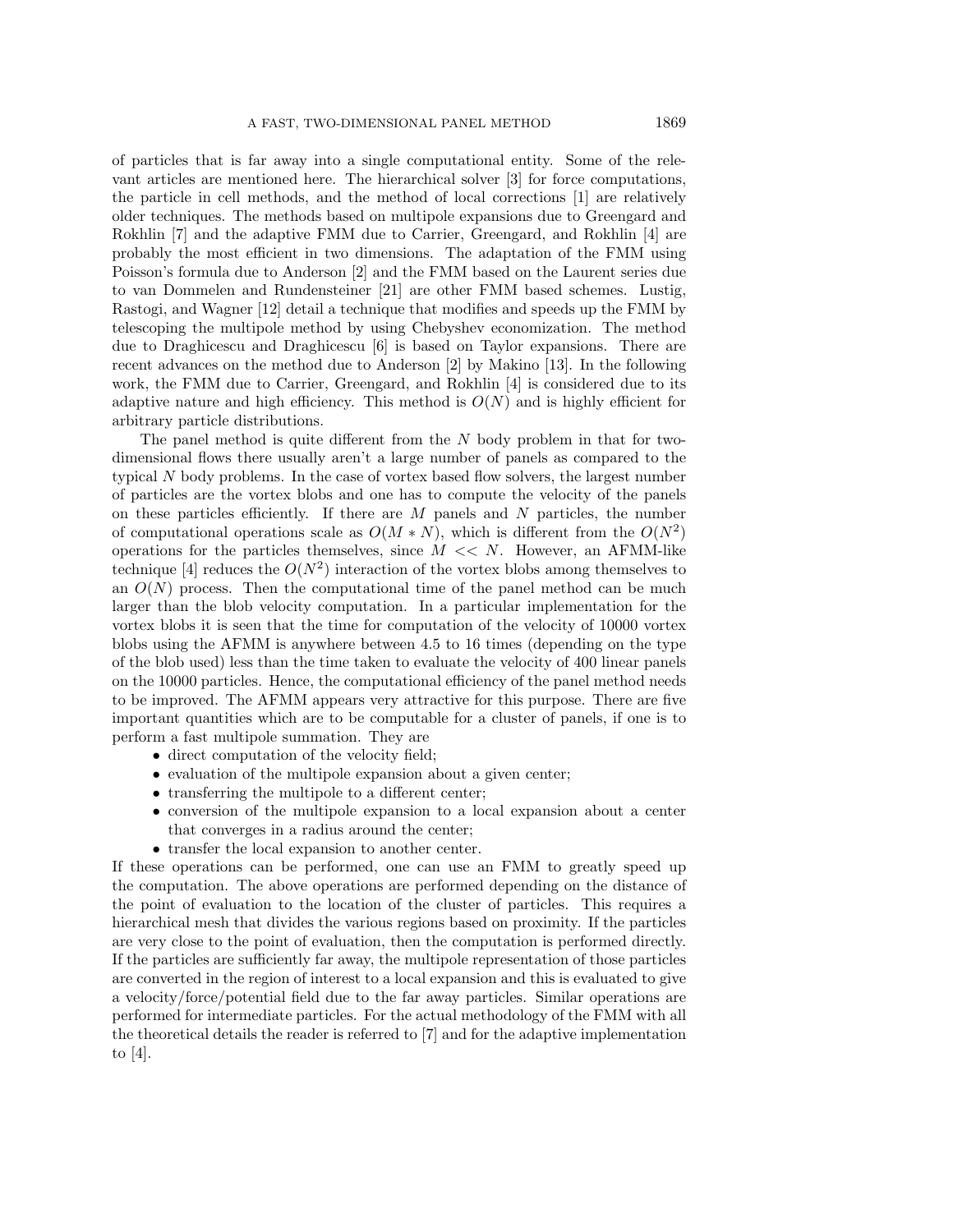of particles that is far away into a single computational entity. Some of the relevant articles are mentioned here. The hierarchical solver [3] for force computations, the particle in cell methods, and the method of local corrections [1] are relatively older techniques. The methods based on multipole expansions due to Greengard and Rokhlin [7] and the adaptive FMM due to Carrier, Greengard, and Rokhlin [4] are probably the most efficient in two dimensions. The adaptation of the FMM using Poisson's formula due to Anderson [2] and the FMM based on the Laurent series due to van Dommelen and Rundensteiner [21] are other FMM based schemes. Lustig, Rastogi, and Wagner [12] detail a technique that modifies and speeds up the FMM by telescoping the multipole method by using Chebyshev economization. The method due to Draghicescu and Draghicescu [6] is based on Taylor expansions. There are recent advances on the method due to Anderson [2] by Makino [13]. In the following work, the FMM due to Carrier, Greengard, and Rokhlin [4] is considered due to its adaptive nature and high efficiency. This method is $O(N)$ and is highly efficient for arbitrary particle distributions.

The panel method is quite different from the $N$ body problem in that for two-dimensional flows there usually aren't a large number of panels as compared to the typical $N$ body problems. In the case of vortex based flow solvers, the largest number of particles are the vortex blobs and one has to compute the velocity of the panels on these particles efficiently. If there are $M$ panels and $N$ particles, the number of computational operations scale as $O(M * N)$, which is different from the $O(N^2)$ operations for the particles themselves, since $M << N$. However, an AFMM-like technique [4] reduces the $O(N^2)$ interaction of the vortex blobs among themselves to an $O(N)$ process. Then the computational time of the panel method can be much larger than the blob velocity computation. In a particular implementation for the vortex blobs it is seen that the time for computation of the velocity of 10000 vortex blobs using the AFMM is anywhere between 4.5 to 16 times (depending on the type of the blob used) less than the time taken to evaluate the velocity of 400 linear panels on the 10000 particles. Hence, the computational efficiency of the panel method needs to be improved. The AFMM appears very attractive for this purpose. There are five important quantities which are to be computable for a cluster of panels, if one is to perform a fast multipole summation. They are

- direct computation of the velocity field;
- evaluation of the multipole expansion about a given center;
- transferring the multipole to a different center;
- conversion of the multipole expansion to a local expansion about a center that converges in a radius around the center;
- transfer the local expansion to another center.

If these operations can be performed, one can use an FMM to greatly speed up the computation. The above operations are performed depending on the distance of the point of evaluation to the location of the cluster of particles. This requires a hierarchical mesh that divides the various regions based on proximity. If the particles are very close to the point of evaluation, then the computation is performed directly. If the particles are sufficiently far away, the multipole representation of those particles are converted in the region of interest to a local expansion and this is evaluated to give a velocity/force/potential field due to the far away particles. Similar operations are performed for intermediate particles. For the actual methodology of the FMM with all the theoretical details the reader is referred to [7] and for the adaptive implementation to [4].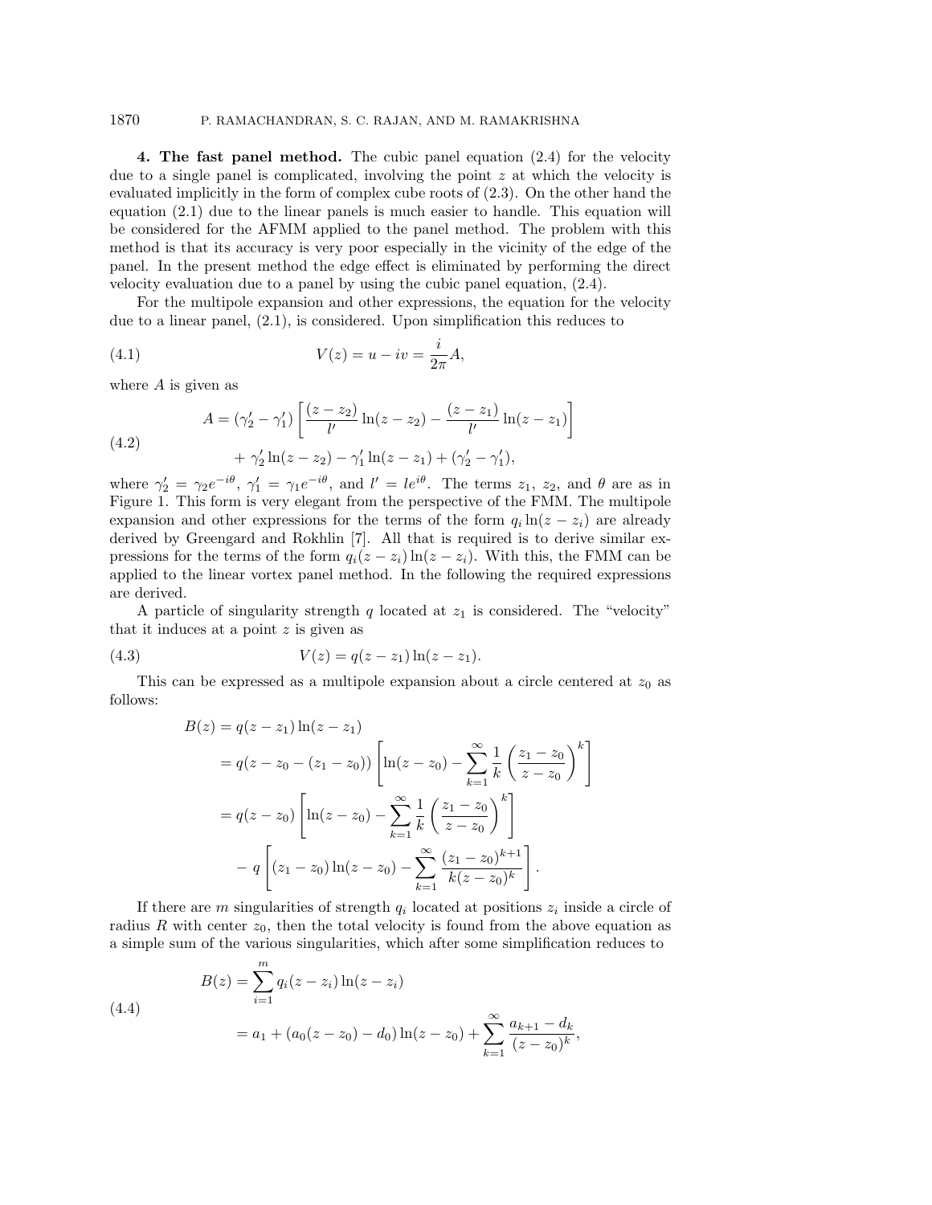**4. The fast panel method.** The cubic panel equation (2.4) for the velocity due to a single panel is complicated, involving the point $z$ at which the velocity is evaluated implicitly in the form of complex cube roots of (2.3). On the other hand the equation (2.1) due to the linear panels is much easier to handle. This equation will be considered for the AFMM applied to the panel method. The problem with this method is that its accuracy is very poor especially in the vicinity of the edge of the panel. In the present method the edge effect is eliminated by performing the direct velocity evaluation due to a panel by using the cubic panel equation, (2.4).

For the multipole expansion and other expressions, the equation for the velocity due to a linear panel, (2.1), is considered. Upon simplification this reduces to

$$V(z) = u - iv = \frac{i}{2\pi}A, \tag{4.1}$$

where $A$ is given as

$$\begin{aligned} A = (\gamma_2' - \gamma_1') &\left[ \frac{(z - z_2)}{l'} \ln(z - z_2) - \frac{(z - z_1)}{l'} \ln(z - z_1) \right] \\ &+ \gamma_2' \ln(z - z_2) - \gamma_1' \ln(z - z_1) + (\gamma_2' - \gamma_1'), \end{aligned} \tag{4.2}$$

where $\gamma_2' = \gamma_2 e^{-i\theta}$, $\gamma_1' = \gamma_1 e^{-i\theta}$, and $l' = le^{i\theta}$. The terms $z_1$, $z_2$, and $\theta$ are as in Figure 1. This form is very elegant from the perspective of the FMM. The multipole expansion and other expressions for the terms of the form $q_i \ln(z - z_i)$ are already derived by Greengard and Rokhlin [7]. All that is required is to derive similar expressions for the terms of the form $q_i(z - z_i)\ln(z - z_i)$. With this, the FMM can be applied to the linear vortex panel method. In the following the required expressions are derived.

A particle of singularity strength $q$ located at $z_1$ is considered. The "velocity" that it induces at a point $z$ is given as

$$V(z) = q(z - z_1)\ln(z - z_1). \tag{4.3}$$

This can be expressed as a multipole expansion about a circle centered at $z_0$ as follows:

$$\begin{aligned} B(z) &= q(z - z_1)\ln(z - z_1) \\ &= q(z - z_0 - (z_1 - z_0)) \left[ \ln(z - z_0) - \sum_{k=1}^{\infty} \frac{1}{k} \left( \frac{z_1 - z_0}{z - z_0} \right)^k \right] \\ &= q(z - z_0) \left[ \ln(z - z_0) - \sum_{k=1}^{\infty} \frac{1}{k} \left( \frac{z_1 - z_0}{z - z_0} \right)^k \right] \\ &\quad - q \left[ (z_1 - z_0)\ln(z - z_0) - \sum_{k=1}^{\infty} \frac{(z_1 - z_0)^{k+1}}{k(z - z_0)^k} \right]. \end{aligned}$$

If there are $m$ singularities of strength $q_i$ located at positions $z_i$ inside a circle of radius $R$ with center $z_0$, then the total velocity is found from the above equation as a simple sum of the various singularities, which after some simplification reduces to

$$\begin{aligned} B(z) &= \sum_{i=1}^{m} q_i (z - z_i) \ln(z - z_i) \\ &= a_1 + (a_0(z - z_0) - d_0)\ln(z - z_0) + \sum_{k=1}^{\infty} \frac{a_{k+1} - d_k}{(z - z_0)^k}, \end{aligned} \tag{4.4}$$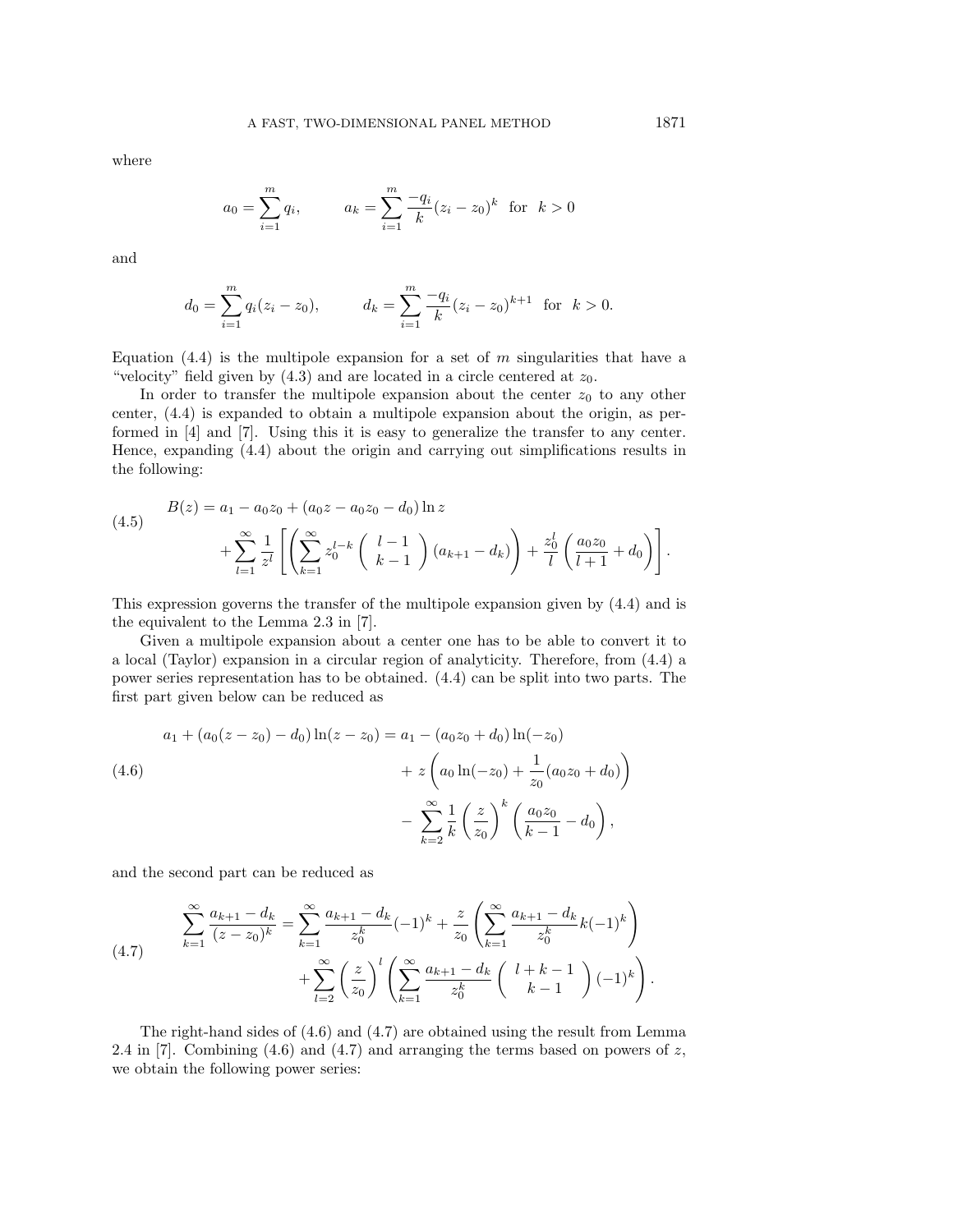where

$$a_0 = \sum_{i=1}^{m} q_i, \qquad a_k = \sum_{i=1}^{m} \frac{-q_i}{k}(z_i - z_0)^k \;\text{ for }\; k > 0$$

and

$$d_0 = \sum_{i=1}^{m} q_i(z_i - z_0), \qquad d_k = \sum_{i=1}^{m} \frac{-q_i}{k}(z_i - z_0)^{k+1} \;\text{ for }\; k > 0.$$

Equation (4.4) is the multipole expansion for a set of $m$ singularities that have a "velocity" field given by (4.3) and are located in a circle centered at $z_0$.

In order to transfer the multipole expansion about the center $z_0$ to any other center, (4.4) is expanded to obtain a multipole expansion about the origin, as performed in [4] and [7]. Using this it is easy to generalize the transfer to any center. Hence, expanding (4.4) about the origin and carrying out simplifications results in the following:

$$\begin{aligned} B(z) &= a_1 - a_0 z_0 + (a_0 z - a_0 z_0 - d_0)\ln z \\ &\quad + \sum_{l=1}^{\infty} \frac{1}{z^l}\left[\left(\sum_{k=1}^{\infty} z_0^{l-k}\binom{l-1}{k-1}(a_{k+1} - d_k)\right) + \frac{z_0^l}{l}\left(\frac{a_0 z_0}{l+1} + d_0\right)\right]. \end{aligned} \tag{4.5}$$

This expression governs the transfer of the multipole expansion given by (4.4) and is the equivalent to the Lemma 2.3 in [7].

Given a multipole expansion about a center one has to be able to convert it to a local (Taylor) expansion in a circular region of analyticity. Therefore, from (4.4) a power series representation has to be obtained. (4.4) can be split into two parts. The first part given below can be reduced as

$$\begin{aligned} a_1 + (a_0(z - z_0) - d_0)\ln(z - z_0) &= a_1 - (a_0 z_0 + d_0)\ln(-z_0) \\ &\quad + z\left(a_0 \ln(-z_0) + \frac{1}{z_0}(a_0 z_0 + d_0)\right) \\ &\quad - \sum_{k=2}^{\infty} \frac{1}{k}\left(\frac{z}{z_0}\right)^k \left(\frac{a_0 z_0}{k-1} - d_0\right), \end{aligned} \tag{4.6}$$

and the second part can be reduced as

$$\begin{aligned} \sum_{k=1}^{\infty} \frac{a_{k+1} - d_k}{(z - z_0)^k} &= \sum_{k=1}^{\infty} \frac{a_{k+1} - d_k}{z_0^k}(-1)^k + \frac{z}{z_0}\left(\sum_{k=1}^{\infty} \frac{a_{k+1} - d_k}{z_0^k} k(-1)^k\right) \\ &\quad + \sum_{l=2}^{\infty}\left(\frac{z}{z_0}\right)^l \left(\sum_{k=1}^{\infty} \frac{a_{k+1} - d_k}{z_0^k}\binom{l+k-1}{k-1}(-1)^k\right). \end{aligned} \tag{4.7}$$

The right-hand sides of (4.6) and (4.7) are obtained using the result from Lemma 2.4 in [7]. Combining (4.6) and (4.7) and arranging the terms based on powers of $z$, we obtain the following power series: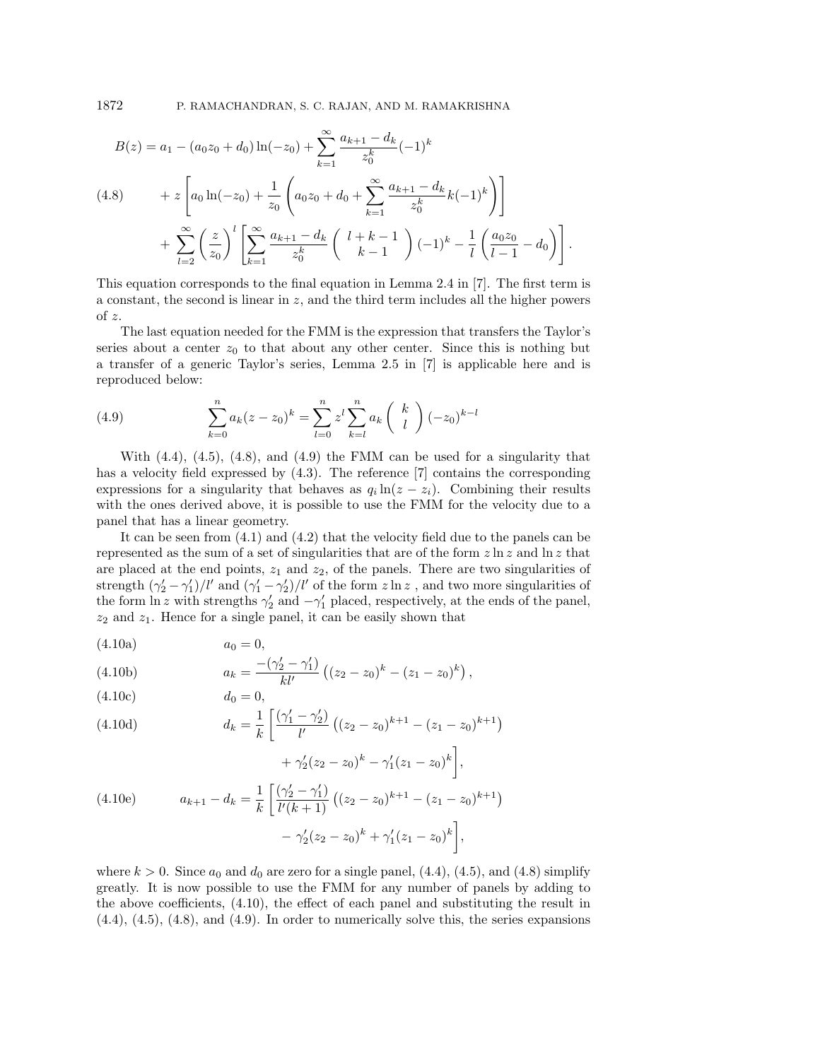$$
\begin{aligned}
B(z) = {} & a_1 - (a_0 z_0 + d_0)\ln(-z_0) + \sum_{k=1}^{\infty} \frac{a_{k+1} - d_k}{z_0^k}(-1)^k \\
& + z\left[a_0 \ln(-z_0) + \frac{1}{z_0}\left(a_0 z_0 + d_0 + \sum_{k=1}^{\infty} \frac{a_{k+1} - d_k}{z_0^k} k(-1)^k\right)\right] \\
& + \sum_{l=2}^{\infty} \left(\frac{z}{z_0}\right)^l \left[\sum_{k=1}^{\infty} \frac{a_{k+1} - d_k}{z_0^k} \binom{l+k-1}{k-1}(-1)^k - \frac{1}{l}\left(\frac{a_0 z_0}{l-1} - d_0\right)\right].
\end{aligned} \tag{4.8}
$$

This equation corresponds to the final equation in Lemma 2.4 in [7]. The first term is a constant, the second is linear in $z$, and the third term includes all the higher powers of $z$.

The last equation needed for the FMM is the expression that transfers the Taylor's series about a center $z_0$ to that about any other center. Since this is nothing but a transfer of a generic Taylor's series, Lemma 2.5 in [7] is applicable here and is reproduced below:

$$
\sum_{k=0}^{n} a_k (z - z_0)^k = \sum_{l=0}^{n} z^l \sum_{k=l}^{n} a_k \binom{k}{l} (-z_0)^{k-l} \tag{4.9}
$$

With (4.4), (4.5), (4.8), and (4.9) the FMM can be used for a singularity that has a velocity field expressed by (4.3). The reference [7] contains the corresponding expressions for a singularity that behaves as $q_i \ln(z - z_i)$. Combining their results with the ones derived above, it is possible to use the FMM for the velocity due to a panel that has a linear geometry.

It can be seen from (4.1) and (4.2) that the velocity field due to the panels can be represented as the sum of a set of singularities that are of the form $z \ln z$ and $\ln z$ that are placed at the end points, $z_1$ and $z_2$, of the panels. There are two singularities of strength $(\gamma_2' - \gamma_1')/l'$ and $(\gamma_1' - \gamma_2')/l'$ of the form $z \ln z$ , and two more singularities of the form $\ln z$ with strengths $\gamma_2'$ and $-\gamma_1'$ placed, respectively, at the ends of the panel, $z_2$ and $z_1$. Hence for a single panel, it can be easily shown that

$$
a_0 = 0, \tag{4.10a}
$$

$$
a_k = \frac{-(\gamma_2' - \gamma_1')}{k l'}\left((z_2 - z_0)^k - (z_1 - z_0)^k\right), \tag{4.10b}
$$

$$
d_0 = 0, \tag{4.10c}
$$

$$
d_k = \frac{1}{k}\left[\frac{(\gamma_1' - \gamma_2')}{l'}\left((z_2 - z_0)^{k+1} - (z_1 - z_0)^{k+1}\right) + \gamma_2'(z_2 - z_0)^k - \gamma_1'(z_1 - z_0)^k\right], \tag{4.10d}
$$

$$
a_{k+1} - d_k = \frac{1}{k}\left[\frac{(\gamma_2' - \gamma_1')}{l'(k+1)}\left((z_2 - z_0)^{k+1} - (z_1 - z_0)^{k+1}\right) - \gamma_2'(z_2 - z_0)^k + \gamma_1'(z_1 - z_0)^k\right], \tag{4.10e}
$$

where $k > 0$. Since $a_0$ and $d_0$ are zero for a single panel, (4.4), (4.5), and (4.8) simplify greatly. It is now possible to use the FMM for any number of panels by adding to the above coefficients, (4.10), the effect of each panel and substituting the result in (4.4), (4.5), (4.8), and (4.9). In order to numerically solve this, the series expansions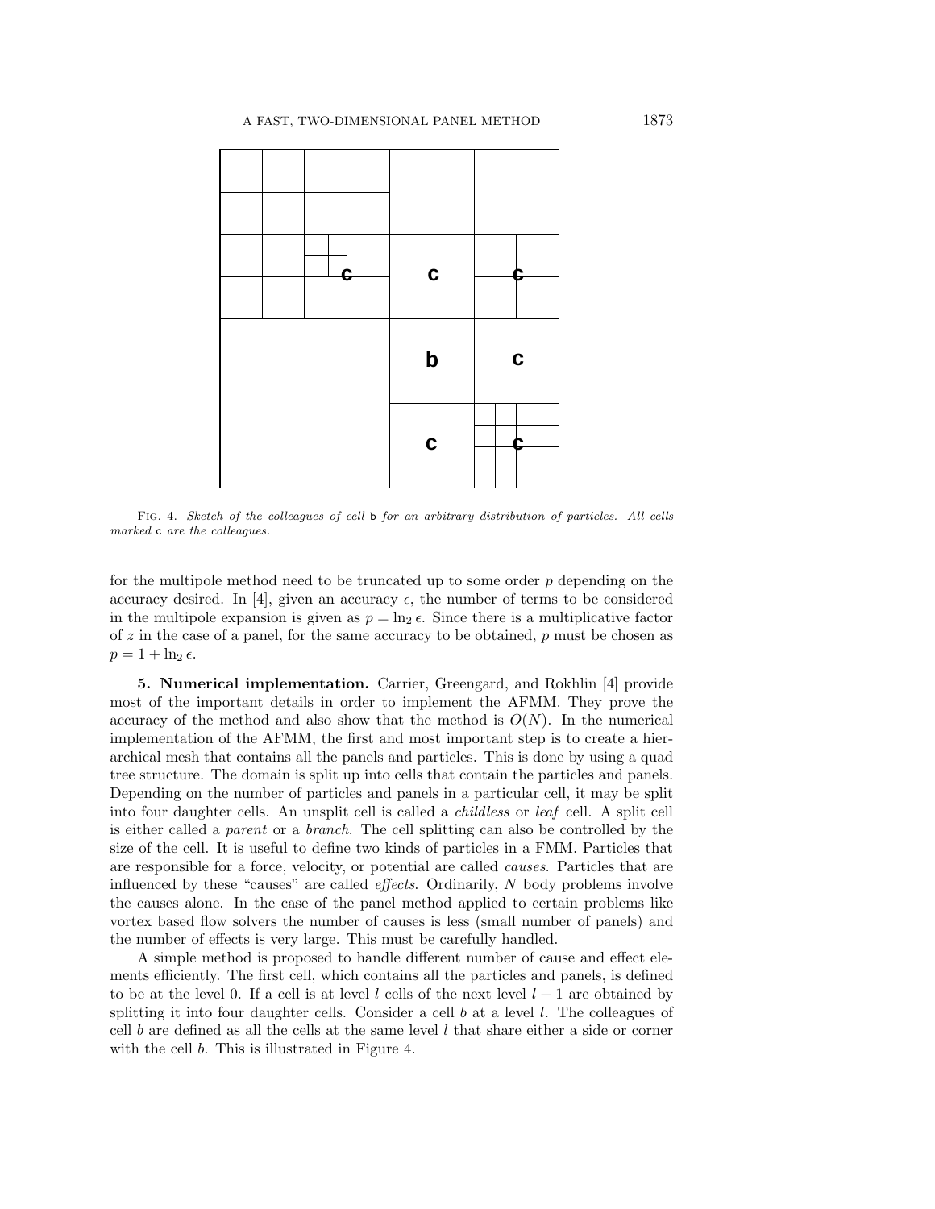FIG. 4. *Sketch of the colleagues of cell* b *for an arbitrary distribution of particles. All cells marked* c *are the colleagues.*

for the multipole method need to be truncated up to some order $p$ depending on the accuracy desired. In [4], given an accuracy $\epsilon$, the number of terms to be considered in the multipole expansion is given as $p = \ln_2 \epsilon$. Since there is a multiplicative factor of $z$ in the case of a panel, for the same accuracy to be obtained, $p$ must be chosen as $p = 1 + \ln_2 \epsilon$.

## 5. Numerical implementation.

Carrier, Greengard, and Rokhlin [4] provide most of the important details in order to implement the AFMM. They prove the accuracy of the method and also show that the method is $O(N)$. In the numerical implementation of the AFMM, the first and most important step is to create a hierarchical mesh that contains all the panels and particles. This is done by using a quad tree structure. The domain is split up into cells that contain the particles and panels. Depending on the number of particles and panels in a particular cell, it may be split into four daughter cells. An unsplit cell is called a *childless* or *leaf* cell. A split cell is either called a *parent* or a *branch*. The cell splitting can also be controlled by the size of the cell. It is useful to define two kinds of particles in a FMM. Particles that are responsible for a force, velocity, or potential are called *causes*. Particles that are influenced by these "causes" are called *effects*. Ordinarily, $N$ body problems involve the causes alone. In the case of the panel method applied to certain problems like vortex based flow solvers the number of causes is less (small number of panels) and the number of effects is very large. This must be carefully handled.

A simple method is proposed to handle different number of cause and effect elements efficiently. The first cell, which contains all the particles and panels, is defined to be at the level 0. If a cell is at level $l$ cells of the next level $l + 1$ are obtained by splitting it into four daughter cells. Consider a cell $b$ at a level $l$. The colleagues of cell $b$ are defined as all the cells at the same level $l$ that share either a side or corner with the cell $b$. This is illustrated in Figure 4.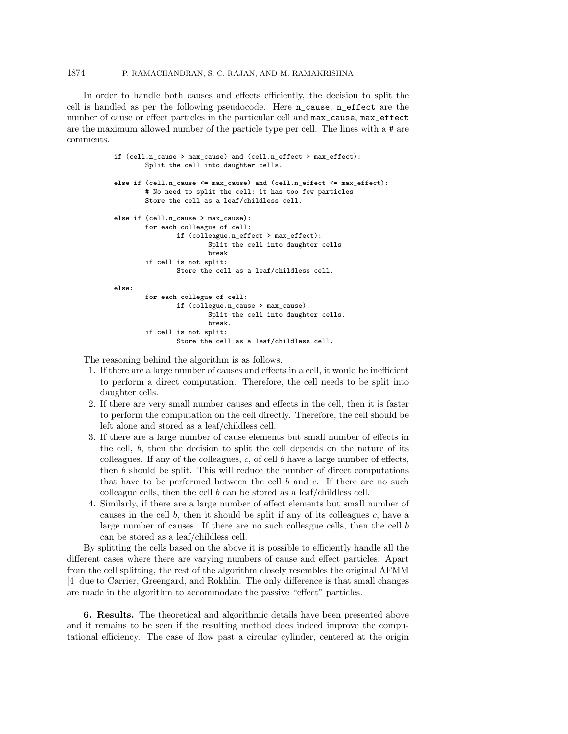In order to handle both causes and effects efficiently, the decision to split the cell is handled as per the following pseudocode. Here `n_cause`, `n_effect` are the number of cause or effect particles in the particular cell and `max_cause`, `max_effect` are the maximum allowed number of the particle type per cell. The lines with a # are comments.

```
if (cell.n_cause > max_cause) and (cell.n_effect > max_effect):
        Split the cell into daughter cells.

else if (cell.n_cause <= max_cause) and (cell.n_effect <= max_effect):
        # No need to split the cell: it has too few particles
        Store the cell as a leaf/childless cell.

else if (cell.n_cause > max_cause):
        for each colleague of cell:
                if (colleague.n_effect > max_effect):
                        Split the cell into daughter cells
                        break
        if cell is not split:
                Store the cell as a leaf/childless cell.

else:
        for each collegue of cell:
                if (collegue.n_cause > max_cause):
                        Split the cell into daughter cells.
                        break.
        if cell is not split:
                Store the cell as a leaf/childless cell.
```

The reasoning behind the algorithm is as follows.

1. If there are a large number of causes and effects in a cell, it would be inefficient to perform a direct computation. Therefore, the cell needs to be split into daughter cells.
2. If there are very small number causes and effects in the cell, then it is faster to perform the computation on the cell directly. Therefore, the cell should be left alone and stored as a leaf/childless cell.
3. If there are a large number of cause elements but small number of effects in the cell, $b$, then the decision to split the cell depends on the nature of its colleagues. If any of the colleagues, $c$, of cell $b$ have a large number of effects, then $b$ should be split. This will reduce the number of direct computations that have to be performed between the cell $b$ and $c$. If there are no such colleague cells, then the cell $b$ can be stored as a leaf/childless cell.
4. Similarly, if there are a large number of effect elements but small number of causes in the cell $b$, then it should be split if any of its colleagues $c$, have a large number of causes. If there are no such colleague cells, then the cell $b$ can be stored as a leaf/childless cell.

By splitting the cells based on the above it is possible to efficiently handle all the different cases where there are varying numbers of cause and effect particles. Apart from the cell splitting, the rest of the algorithm closely resembles the original AFMM [4] due to Carrier, Greengard, and Rokhlin. The only difference is that small changes are made in the algorithm to accommodate the passive "effect" particles.

**6. Results.** The theoretical and algorithmic details have been presented above and it remains to be seen if the resulting method does indeed improve the computational efficiency. The case of flow past a circular cylinder, centered at the origin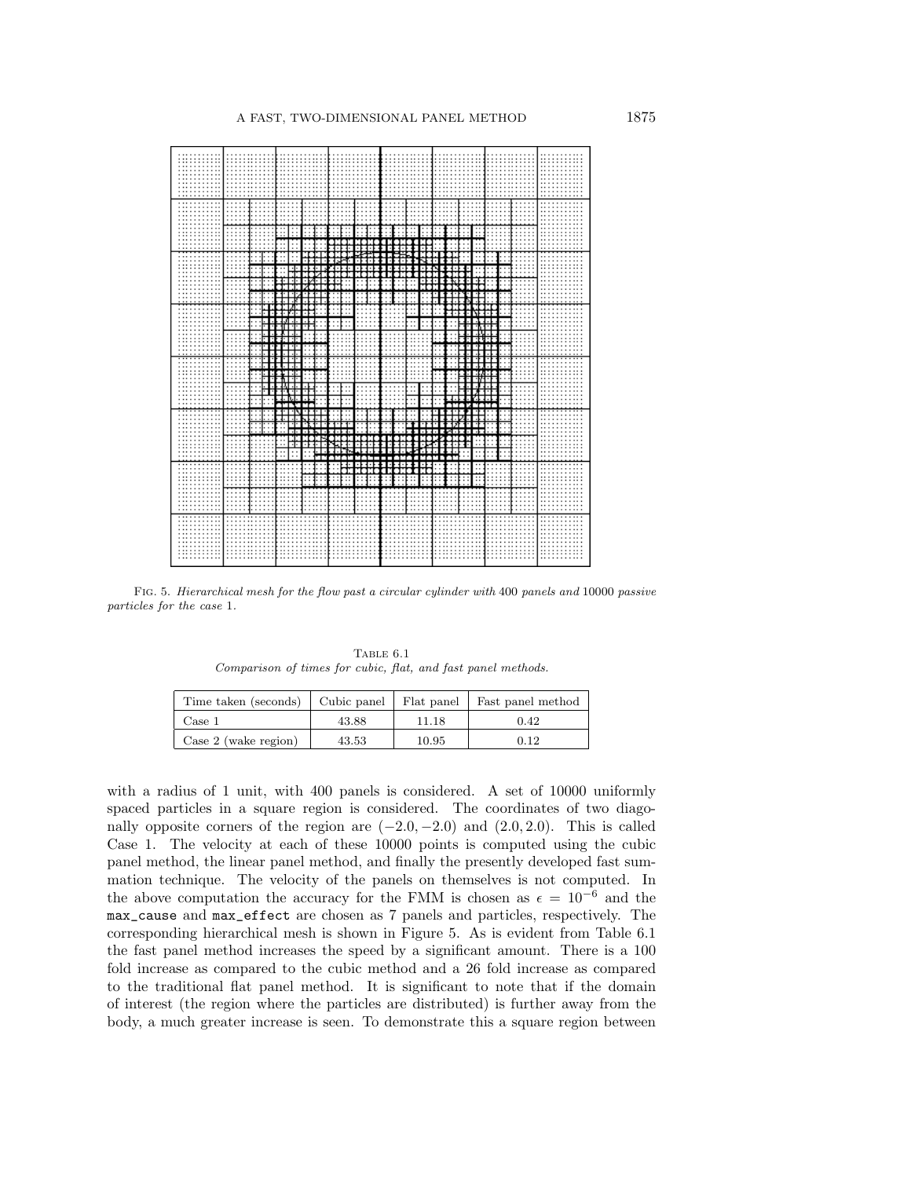Fig. 5. *Hierarchical mesh for the flow past a circular cylinder with* 400 *panels and* 10000 *passive particles for the case* 1.

Table 6.1
*Comparison of times for cubic, flat, and fast panel methods.*

| Time taken (seconds) | Cubic panel | Flat panel | Fast panel method |
|---|---|---|---|
| Case 1 | 43.88 | 11.18 | 0.42 |
| Case 2 (wake region) | 43.53 | 10.95 | 0.12 |

with a radius of 1 unit, with 400 panels is considered. A set of 10000 uniformly spaced particles in a square region is considered. The coordinates of two diagonally opposite corners of the region are $(-2.0, -2.0)$ and $(2.0, 2.0)$. This is called Case 1. The velocity at each of these 10000 points is computed using the cubic panel method, the linear panel method, and finally the presently developed fast summation technique. The velocity of the panels on themselves is not computed. In the above computation the accuracy for the FMM is chosen as $\epsilon = 10^{-6}$ and the `max_cause` and `max_effect` are chosen as 7 panels and particles, respectively. The corresponding hierarchical mesh is shown in Figure 5. As is evident from Table 6.1 the fast panel method increases the speed by a significant amount. There is a 100 fold increase as compared to the cubic method and a 26 fold increase as compared to the traditional flat panel method. It is significant to note that if the domain of interest (the region where the particles are distributed) is further away from the body, a much greater increase is seen. To demonstrate this a square region between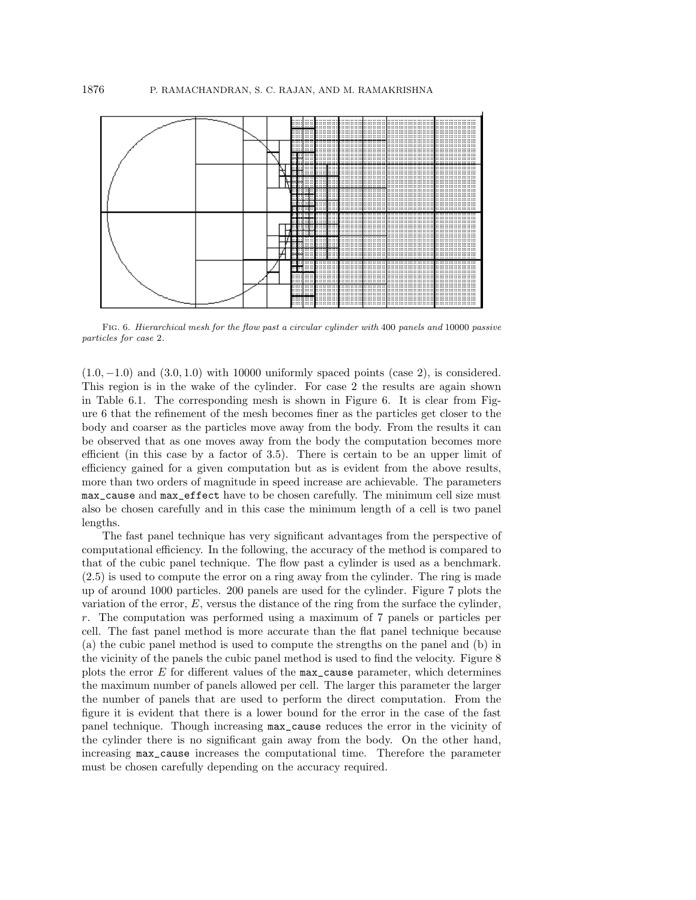FIG. 6. *Hierarchical mesh for the flow past a circular cylinder with* 400 *panels and* 10000 *passive particles for case* 2.

$(1.0, -1.0)$ and $(3.0, 1.0)$ with 10000 uniformly spaced points (case 2), is considered. This region is in the wake of the cylinder. For case 2 the results are again shown in Table 6.1. The corresponding mesh is shown in Figure 6. It is clear from Figure 6 that the refinement of the mesh becomes finer as the particles get closer to the body and coarser as the particles move away from the body. From the results it can be observed that as one moves away from the body the computation becomes more efficient (in this case by a factor of 3.5). There is certain to be an upper limit of efficiency gained for a given computation but as is evident from the above results, more than two orders of magnitude in speed increase are achievable. The parameters `max_cause` and `max_effect` have to be chosen carefully. The minimum cell size must also be chosen carefully and in this case the minimum length of a cell is two panel lengths.

The fast panel technique has very significant advantages from the perspective of computational efficiency. In the following, the accuracy of the method is compared to that of the cubic panel technique. The flow past a cylinder is used as a benchmark. (2.5) is used to compute the error on a ring away from the cylinder. The ring is made up of around 1000 particles. 200 panels are used for the cylinder. Figure 7 plots the variation of the error, $E$, versus the distance of the ring from the surface the cylinder, $r$. The computation was performed using a maximum of 7 panels or particles per cell. The fast panel method is more accurate than the flat panel technique because (a) the cubic panel method is used to compute the strengths on the panel and (b) in the vicinity of the panels the cubic panel method is used to find the velocity. Figure 8 plots the error $E$ for different values of the `max_cause` parameter, which determines the maximum number of panels allowed per cell. The larger this parameter the larger the number of panels that are used to perform the direct computation. From the figure it is evident that there is a lower bound for the error in the case of the fast panel technique. Though increasing `max_cause` reduces the error in the vicinity of the cylinder there is no significant gain away from the body. On the other hand, increasing `max_cause` increases the computational time. Therefore the parameter must be chosen carefully depending on the accuracy required.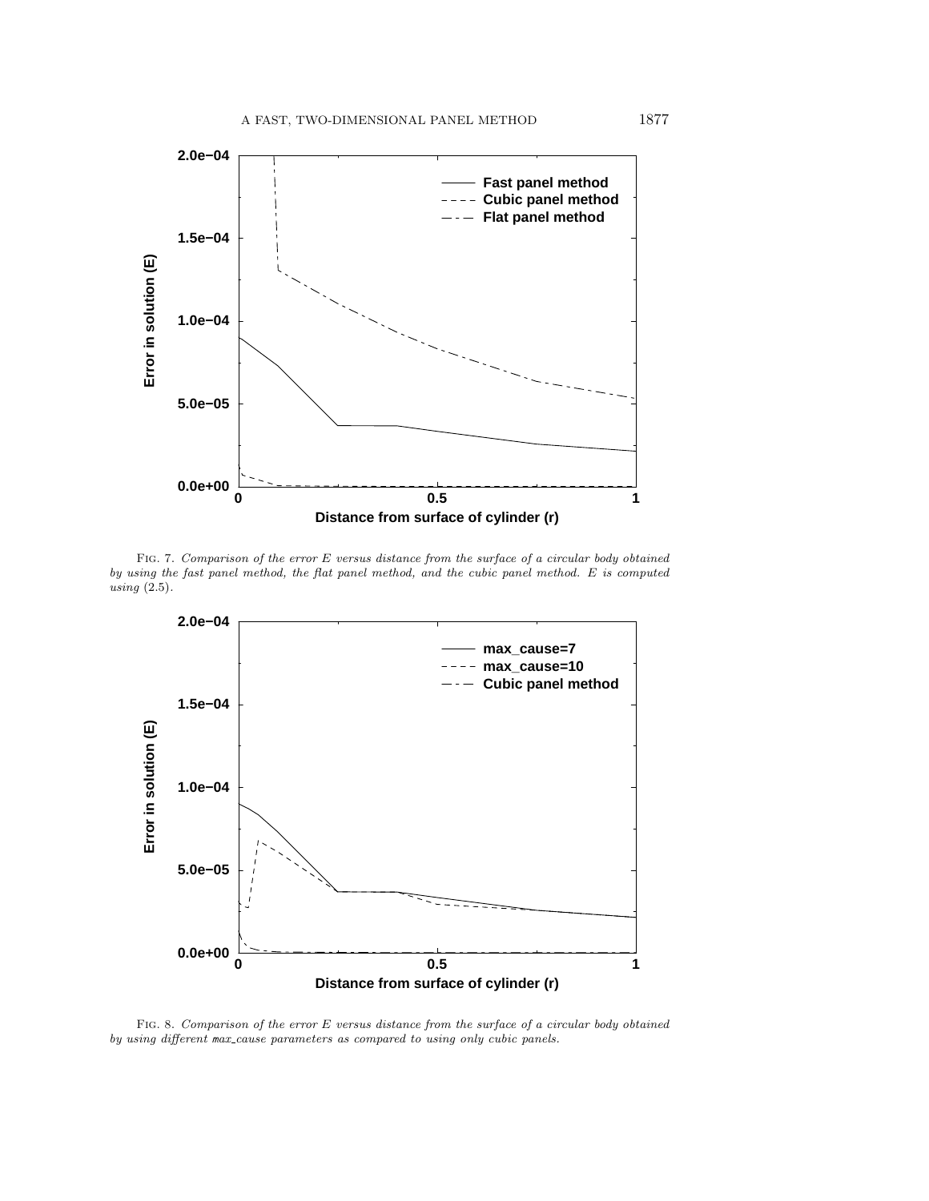Fig. 7. *Comparison of the error $E$ versus distance from the surface of a circular body obtained by using the fast panel method, the flat panel method, and the cubic panel method. $E$ is computed using* (2.5).

Fig. 8. *Comparison of the error $E$ versus distance from the surface of a circular body obtained by using different* max_cause *parameters as compared to using only cubic panels.*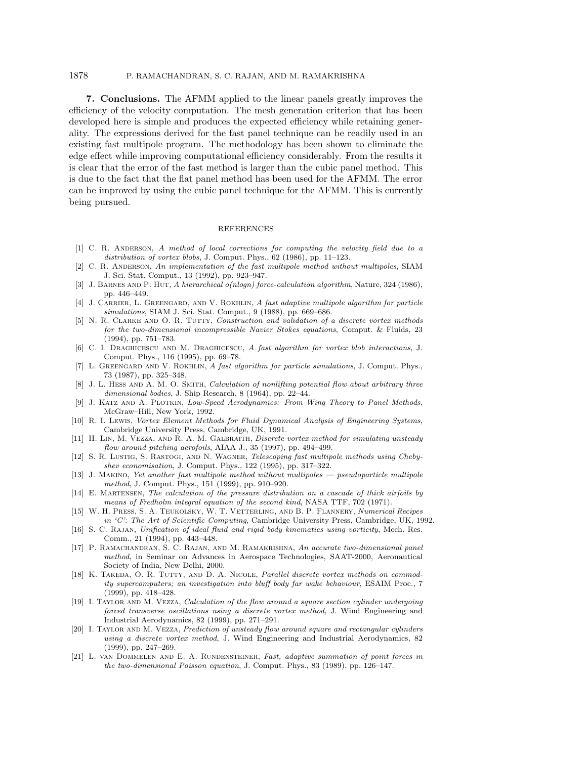**7. Conclusions.** The AFMM applied to the linear panels greatly improves the efficiency of the velocity computation. The mesh generation criterion that has been developed here is simple and produces the expected efficiency while retaining generality. The expressions derived for the fast panel technique can be readily used in an existing fast multipole program. The methodology has been shown to eliminate the edge effect while improving computational efficiency considerably. From the results it is clear that the error of the fast method is larger than the cubic panel method. This is due to the fact that the flat panel method has been used for the AFMM. The error can be improved by using the cubic panel technique for the AFMM. This is currently being pursued.

## REFERENCES

[1] C. R. Anderson, *A method of local corrections for computing the velocity field due to a distribution of vortex blobs*, J. Comput. Phys., 62 (1986), pp. 11–123.

[2] C. R. Anderson, *An implementation of the fast multipole method without multipoles*, SIAM J. Sci. Stat. Comput., 13 (1992), pp. 923–947.

[3] J. Barnes and P. Hut, *A hierarchical o(nlogn) force-calculation algorithm*, Nature, 324 (1986), pp. 446–449.

[4] J. Carrier, L. Greengard, and V. Rokhlin, *A fast adaptive multipole algorithm for particle simulations*, SIAM J. Sci. Stat. Comput., 9 (1988), pp. 669–686.

[5] N. R. Clarke and O. R. Tutty, *Construction and validation of a discrete vortex methods for the two-dimensional incompressible Navier Stokes equations*, Comput. & Fluids, 23 (1994), pp. 751–783.

[6] C. I. Draghicescu and M. Draghicescu, *A fast algorithm for vortex blob interactions*, J. Comput. Phys., 116 (1995), pp. 69–78.

[7] L. Greengard and V. Rokhlin, *A fast algorithm for particle simulations*, J. Comput. Phys., 73 (1987), pp. 325–348.

[8] J. L. Hess and A. M. O. Smith, *Calculation of nonlifting potential flow about arbitrary three dimensional bodies*, J. Ship Research, 8 (1964), pp. 22–44.

[9] J. Katz and A. Plotkin, *Low-Speed Aerodynamics: From Wing Theory to Panel Methods*, McGraw–Hill, New York, 1992.

[10] R. I. Lewis, *Vortex Element Methods for Fluid Dynamical Analysis of Engineering Systems*, Cambridge University Press, Cambridge, UK, 1991.

[11] H. Lin, M. Vezza, and R. A. M. Galbraith, *Discrete vortex method for simulating unsteady flow around pitching aerofoils*, AIAA J., 35 (1997), pp. 494–499.

[12] S. R. Lustig, S. Rastogi, and N. Wagner, *Telescoping fast multipole methods using Chebyshev economisation*, J. Comput. Phys., 122 (1995), pp. 317–322.

[13] J. Makino, *Yet another fast multipole method without multipoles — pseudoparticle multipole method*, J. Comput. Phys., 151 (1999), pp. 910–920.

[14] E. Martensen, *The calculation of the pressure distribution on a cascade of thick airfoils by means of Fredholm integral equation of the second kind*, NASA TTF, 702 (1971).

[15] W. H. Press, S. A. Teukolsky, W. T. Vetterling, and B. P. Flannery, *Numerical Recipes in 'C': The Art of Scientific Computing*, Cambridge University Press, Cambridge, UK, 1992.

[16] S. C. Rajan, *Unification of ideal fluid and rigid body kinematics using vorticity*, Mech. Res. Comm., 21 (1994), pp. 443–448.

[17] P. Ramachandran, S. C. Rajan, and M. Ramakrishna, *An accurate two-dimensional panel method*, in Seminar on Advances in Aerospace Technologies, SAAT-2000, Aeronautical Society of India, New Delhi, 2000.

[18] K. Takeda, O. R. Tutty, and D. A. Nicole, *Parallel discrete vortex methods on commodity supercomputers; an investigation into bluff body far wake behaviour*, ESAIM Proc., 7 (1999), pp. 418–428.

[19] I. Taylor and M. Vezza, *Calculation of the flow around a square section cylinder undergoing forced transverse oscillations using a discrete vortex method*, J. Wind Engineering and Industrial Aerodynamics, 82 (1999), pp. 271–291.

[20] I. Taylor and M. Vezza, *Prediction of unsteady flow around square and rectangular cylinders using a discrete vortex method*, J. Wind Engineering and Industrial Aerodynamics, 82 (1999), pp. 247–269.

[21] L. van Dommelen and E. A. Rundensteiner, *Fast, adaptive summation of point forces in the two-dimensional Poisson equation*, J. Comput. Phys., 83 (1989), pp. 126–147.